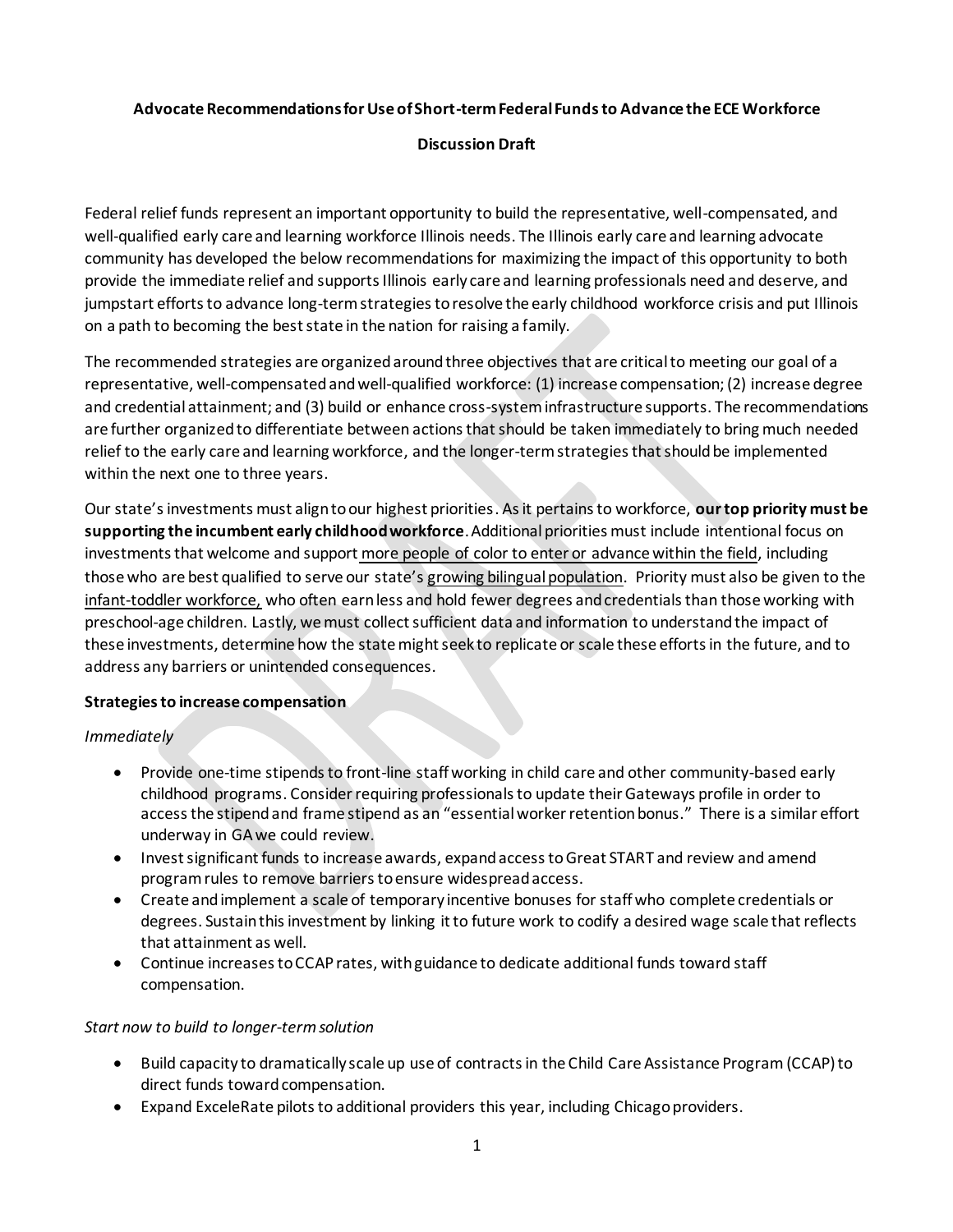**Advocate Recommendations for Use of Short-term Federal Funds to Advance the ECE Workforce**

**Discussion Draft**

Federal relief funds represent an important opportunity to build the representative, well-compensated, and well-qualified early care and learning workforce Illinois needs. The Illinois early care and learning advocate community has developed the below recommendations for maximizing the impact of this opportunity to both provide the immediate relief and supports Illinois early care and learning professionals need and deserve, and jumpstart efforts to advance long-term strategies to resolve the early childhood workforce crisis and put Illinois on a path to becoming the best state in the nation for raising a family.

The recommended strategies are organized around three objectives that are critical to meeting our goal of a representative, well-compensated and well-qualified workforce: (1) increase compensation; (2) increase degree and credential attainment; and (3) build or enhance cross-system infrastructure supports. The recommendations are further organized to differentiate between actions that should be taken immediately to bring much needed relief to the early care and learning workforce, and the longer-term strategies that should be implemented within the next one to three years.

Our state's investments must align to our highest priorities. As it pertains to workforce, **our top priority must be supporting the incumbent early childhood workforce**. Additional priorities must include intentional focus on investments that welcome and support more people of color to enter or advance within the field, including those who are best qualified to serve our state's growing bilingual population. Priority must also be given to the infant-toddler workforce, who often earn less and hold fewer degrees and credentials than those working with preschool-age children. Lastly, we must collect sufficient data and information to understand the impact of these investments, determine how the state might seek to replicate or scale these efforts in the future, and to address any barriers or unintended consequences.

**Strategies to increase compensation**

*Immediately*

- Provide one-time stipends to front-line staff working in child care and other community-based early childhood programs. Consider requiring professionals to update their Gateways profile in order to access the stipend and frame stipend as an "essential worker retention bonus." There is a similar effort underway in GA we could review.
- Invest significant funds to increase awards, expand access to Great START and review and amend program rules to remove barriers to ensure widespread access.
- Create and implement a scale of temporary incentive bonuses for staff who complete credentials or degrees. Sustain this investment by linking it to future work to codify a desired wage scale that reflects that attainment as well.
- Continue increases to CCAP rates, with guidance to dedicate additional funds toward staff compensation.

*Start now to build to longer-term solution*

- Build capacity to dramatically scale up use of contracts in the Child Care Assistance Program (CCAP) to direct funds toward compensation.
- Expand ExceleRate pilots to additional providers this year, including Chicago providers.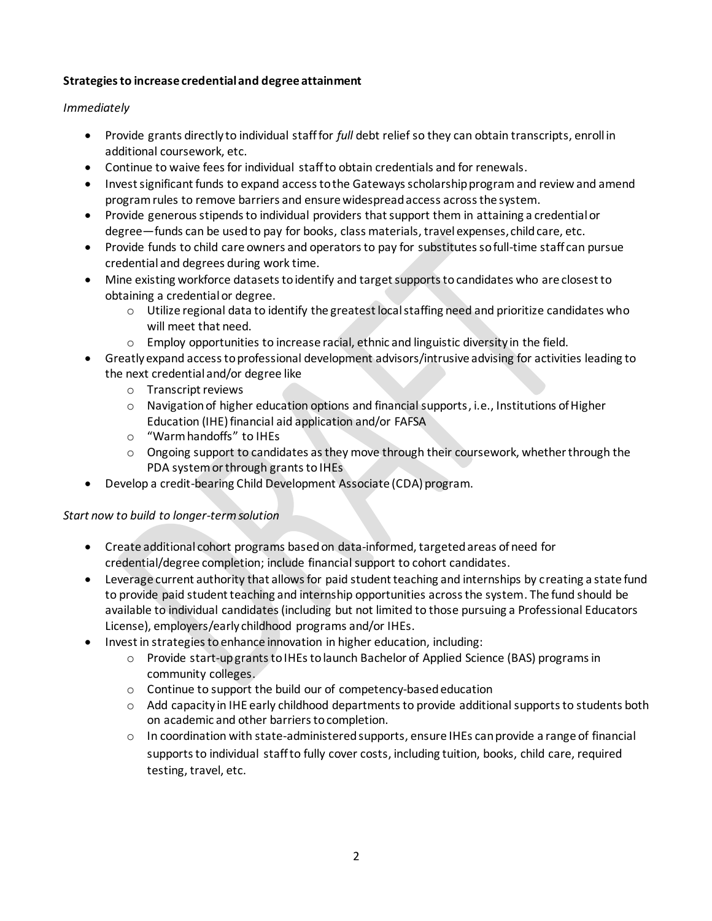**Strategies to increase credential and degree attainment**

*Immediately*

- Provide grants directly to individual staff for *full* debt relief so they can obtain transcripts, enroll in additional coursework, etc.
- Continue to waive fees for individual staff to obtain credentials and for renewals.
- Invest significant funds to expand access to the Gateways scholarship program and review and amend program rules to remove barriers and ensure widespread access across the system.
- Provide generous stipends to individual providers that support them in attaining a credential or degree—funds can be used to pay for books, class materials, travel expenses, child care, etc.
- Provide funds to child care owners and operators to pay for substitutes so full-time staff can pursue credential and degrees during work time.
- Mine existing workforce datasets to identify and target supports to candidates who are closest to obtaining a credential or degree.
  - Utilize regional data to identify the greatest local staffing need and prioritize candidates who will meet that need.
  - Employ opportunities to increase racial, ethnic and linguistic diversity in the field.
- Greatly expand access to professional development advisors/intrusive advising for activities leading to the next credential and/or degree like
  - Transcript reviews
  - Navigation of higher education options and financial supports, i.e., Institutions of Higher Education (IHE) financial aid application and/or FAFSA
  - "Warm handoffs" to IHEs
  - Ongoing support to candidates as they move through their coursework, whether through the PDA system or through grants to IHEs
- Develop a credit-bearing Child Development Associate (CDA) program.

*Start now to build to longer-term solution*

- Create additional cohort programs based on data-informed, targeted areas of need for credential/degree completion; include financial support to cohort candidates.
- Leverage current authority that allows for paid student teaching and internships by creating a state fund to provide paid student teaching and internship opportunities across the system. The fund should be available to individual candidates (including but not limited to those pursuing a Professional Educators License), employers/early childhood programs and/or IHEs.
- Invest in strategies to enhance innovation in higher education, including:
  - Provide start-up grants to IHEs to launch Bachelor of Applied Science (BAS) programs in community colleges.
  - Continue to support the build our of competency-based education
  - Add capacity in IHE early childhood departments to provide additional supports to students both on academic and other barriers to completion.
  - In coordination with state-administered supports, ensure IHEs can provide a range of financial supports to individual staff to fully cover costs, including tuition, books, child care, required testing, travel, etc.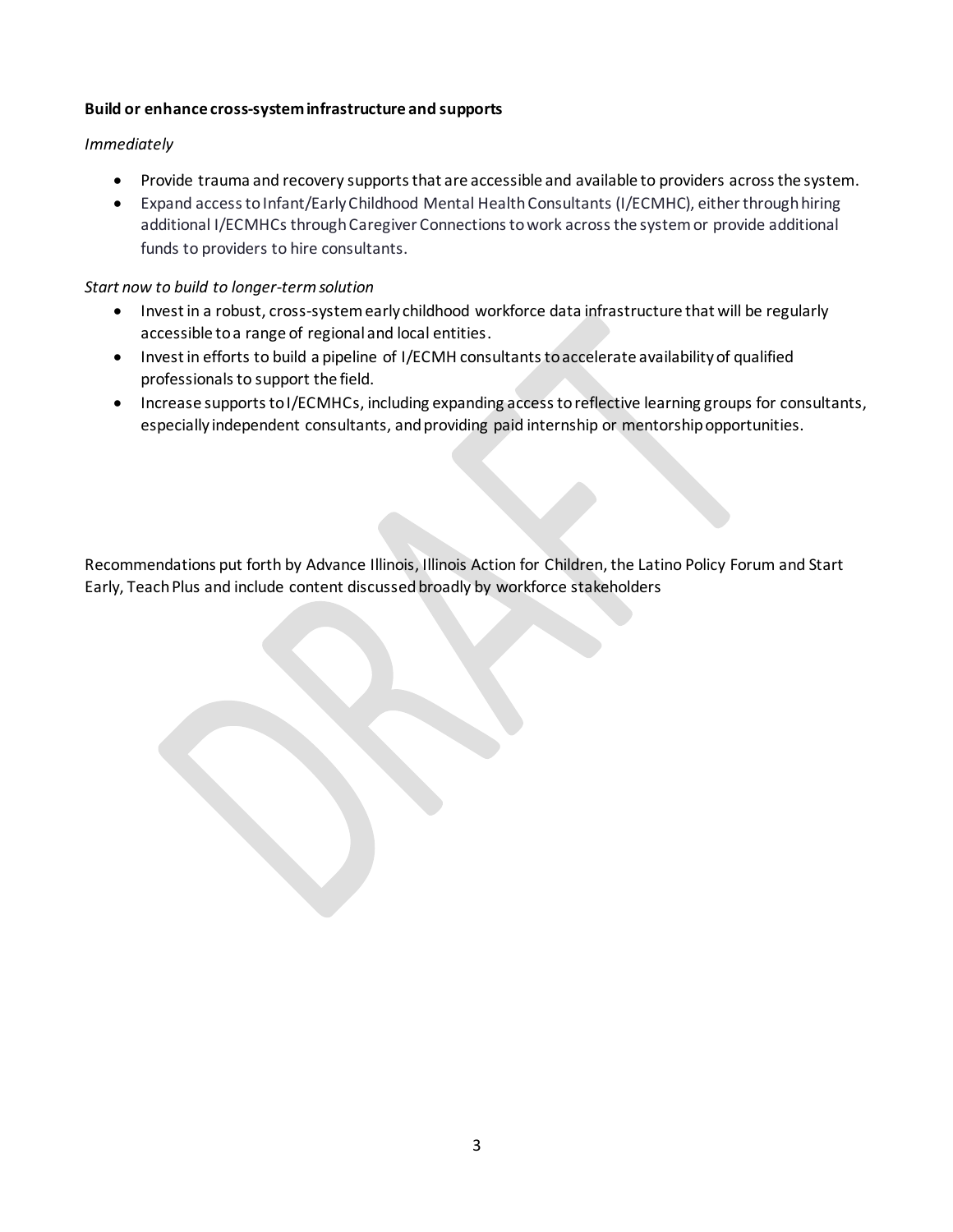**Build or enhance cross-system infrastructure and supports**

*Immediately*

- Provide trauma and recovery supports that are accessible and available to providers across the system.
- Expand access to Infant/Early Childhood Mental Health Consultants (I/ECMHC), either through hiring additional I/ECMHCs through Caregiver Connections to work across the system or provide additional funds to providers to hire consultants.

*Start now to build to longer-term solution*

- Invest in a robust, cross-system early childhood workforce data infrastructure that will be regularly accessible to a range of regional and local entities.
- Invest in efforts to build a pipeline of I/ECMH consultants to accelerate availability of qualified professionals to support the field.
- Increase supports to I/ECMHCs, including expanding access to reflective learning groups for consultants, especially independent consultants, and providing paid internship or mentorship opportunities.

Recommendations put forth by Advance Illinois, Illinois Action for Children, the Latino Policy Forum and Start Early, Teach Plus and include content discussed broadly by workforce stakeholders